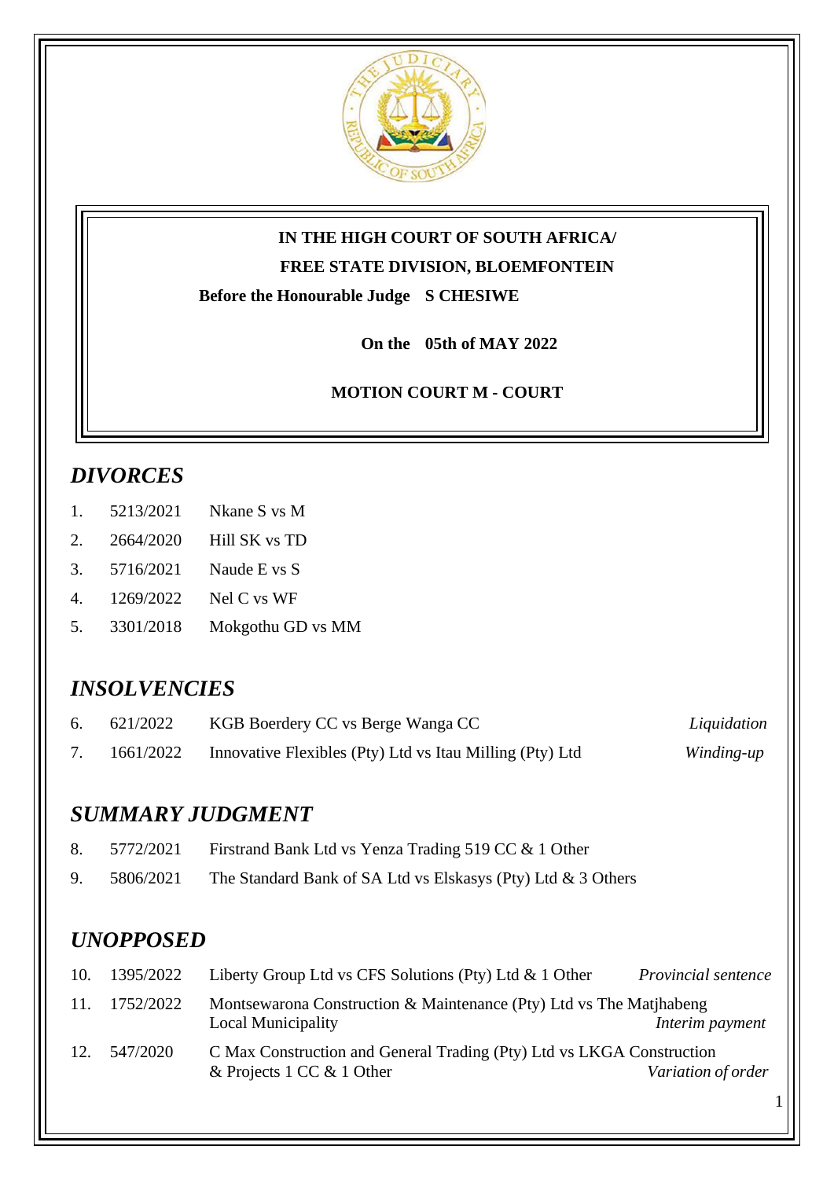**IN THE HIGH COURT OF SOUTH AFRICA/**

**FREE STATE DIVISION, BLOEMFONTEIN**

**Before the Honourable Judge S CHESIWE**

**On the 05th of MAY 2022**

**MOTION COURT M - COURT**

## *DIVORCES*

1. 5213/2021 Nkane S vs M
2. 2664/2020 Hill SK vs TD
3. 5716/2021 Naude E vs S
4. 1269/2022 Nel C vs WF
5. 3301/2018 Mokgothu GD vs MM

## *INSOLVENCIES*

| | | | |
|---|---|---|---|
| 6. | 621/2022 | KGB Boerdery CC vs Berge Wanga CC | *Liquidation* |
| 7. | 1661/2022 | Innovative Flexibles (Pty) Ltd vs Itau Milling (Pty) Ltd | *Winding-up* |

## *SUMMARY JUDGMENT*

8. 5772/2021 Firstrand Bank Ltd vs Yenza Trading 519 CC & 1 Other
9. 5806/2021 The Standard Bank of SA Ltd vs Elskasys (Pty) Ltd & 3 Others

## *UNOPPOSED*

| | | | |
|---|---|---|---|
| 10. | 1395/2022 | Liberty Group Ltd vs CFS Solutions (Pty) Ltd & 1 Other | *Provincial sentence* |
| 11. | 1752/2022 | Montsewarona Construction & Maintenance (Pty) Ltd vs The Matjhabeng Local Municipality | *Interim payment* |
| 12. | 547/2020 | C Max Construction and General Trading (Pty) Ltd vs LKGA Construction & Projects 1 CC & 1 Other | *Variation of order* |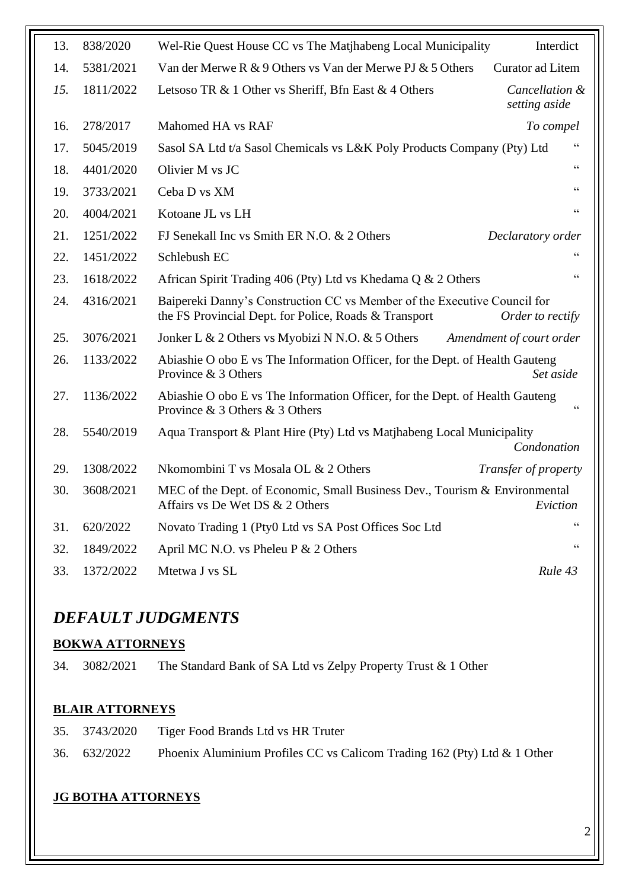| | | | |
|---|---|---|---|
| 13. | 838/2020 | Wel-Rie Quest House CC vs The Matjhabeng Local Municipality | Interdict |
| 14. | 5381/2021 | Van der Merwe R & 9 Others vs Van der Merwe PJ & 5 Others | Curator ad Litem |
| *15.* | 1811/2022 | Letsoso TR & 1 Other vs Sheriff, Bfn East & 4 Others | *Cancellation & setting aside* |
| 16. | 278/2017 | Mahomed HA vs RAF | *To compel* |
| 17. | 5045/2019 | Sasol SA Ltd t/a Sasol Chemicals vs L&K Poly Products Company (Pty) Ltd | " |
| 18. | 4401/2020 | Olivier M vs JC | " |
| 19. | 3733/2021 | Ceba D vs XM | " |
| 20. | 4004/2021 | Kotoane JL vs LH | " |
| 21. | 1251/2022 | FJ Senekall Inc vs Smith ER N.O. & 2 Others | *Declaratory order* |
| 22. | 1451/2022 | Schlebush EC | " |
| 23. | 1618/2022 | African Spirit Trading 406 (Pty) Ltd vs Khedama Q & 2 Others | " |
| 24. | 4316/2021 | Baipereki Danny's Construction CC vs Member of the Executive Council for the FS Provincial Dept. for Police, Roads & Transport | *Order to rectify* |
| 25. | 3076/2021 | Jonker L & 2 Others vs Myobizi N N.O. & 5 Others | *Amendment of court order* |
| 26. | 1133/2022 | Abiashie O obo E vs The Information Officer, for the Dept. of Health Gauteng Province & 3 Others | *Set aside* |
| 27. | 1136/2022 | Abiashie O obo E vs The Information Officer, for the Dept. of Health Gauteng Province & 3 Others & 3 Others | " |
| 28. | 5540/2019 | Aqua Transport & Plant Hire (Pty) Ltd vs Matjhabeng Local Municipality | *Condonation* |
| 29. | 1308/2022 | Nkomombini T vs Mosala OL & 2 Others | *Transfer of property* |
| 30. | 3608/2021 | MEC of the Dept. of Economic, Small Business Dev., Tourism & Environmental Affairs vs De Wet DS & 2 Others | *Eviction* |
| 31. | 620/2022 | Novato Trading 1 (Pty0 Ltd vs SA Post Offices Soc Ltd | " |
| 32. | 1849/2022 | April MC N.O. vs Pheleu P & 2 Others | " |
| 33. | 1372/2022 | Mtetwa J vs SL | *Rule 43* |

## *DEFAULT JUDGMENTS*

**BOKWA ATTORNEYS**

| | | |
|---|---|---|
| 34. | 3082/2021 | The Standard Bank of SA Ltd vs Zelpy Property Trust & 1 Other |

**BLAIR ATTORNEYS**

| | | |
|---|---|---|
| 35. | 3743/2020 | Tiger Food Brands Ltd vs HR Truter |
| 36. | 632/2022 | Phoenix Aluminium Profiles CC vs Calicom Trading 162 (Pty) Ltd & 1 Other |

**JG BOTHA ATTORNEYS**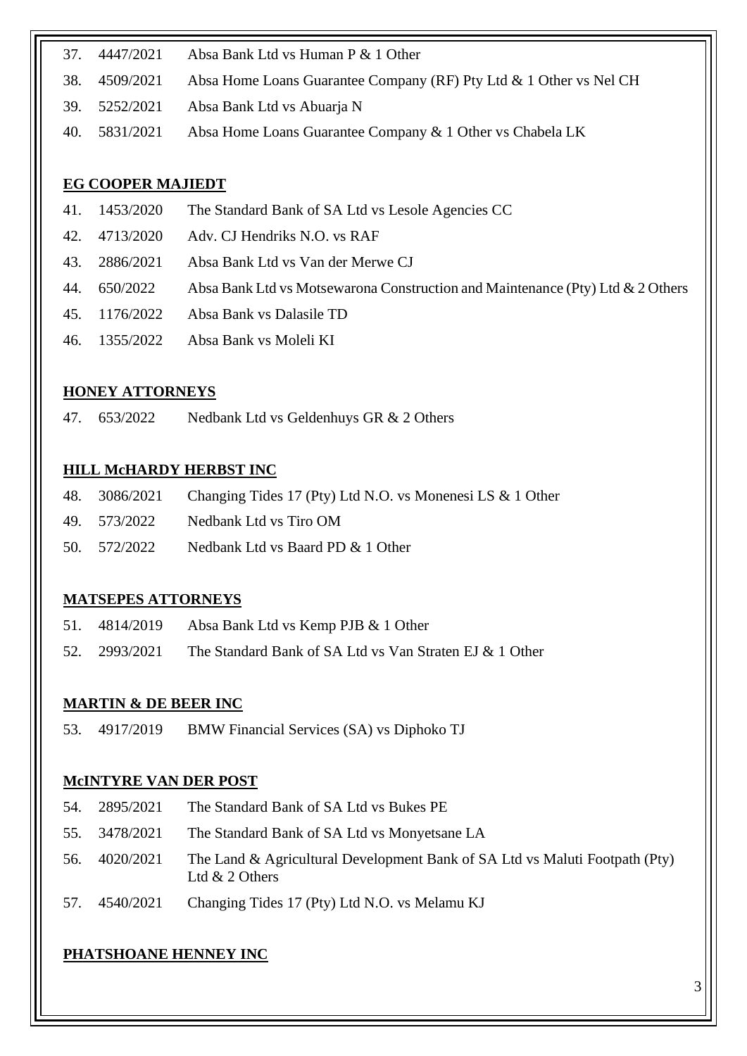37. 4447/2021 Absa Bank Ltd vs Human P & 1 Other
38. 4509/2021 Absa Home Loans Guarantee Company (RF) Pty Ltd & 1 Other vs Nel CH
39. 5252/2021 Absa Bank Ltd vs Abuarja N
40. 5831/2021 Absa Home Loans Guarantee Company & 1 Other vs Chabela LK

**EG COOPER MAJIEDT**

41. 1453/2020 The Standard Bank of SA Ltd vs Lesole Agencies CC
42. 4713/2020 Adv. CJ Hendriks N.O. vs RAF
43. 2886/2021 Absa Bank Ltd vs Van der Merwe CJ
44. 650/2022 Absa Bank Ltd vs Motsewarona Construction and Maintenance (Pty) Ltd & 2 Others
45. 1176/2022 Absa Bank vs Dalasile TD
46. 1355/2022 Absa Bank vs Moleli KI

**HONEY ATTORNEYS**

47. 653/2022 Nedbank Ltd vs Geldenhuys GR & 2 Others

**HILL McHARDY HERBST INC**

48. 3086/2021 Changing Tides 17 (Pty) Ltd N.O. vs Monenesi LS & 1 Other
49. 573/2022 Nedbank Ltd vs Tiro OM
50. 572/2022 Nedbank Ltd vs Baard PD & 1 Other

**MATSEPES ATTORNEYS**

51. 4814/2019 Absa Bank Ltd vs Kemp PJB & 1 Other
52. 2993/2021 The Standard Bank of SA Ltd vs Van Straten EJ & 1 Other

**MARTIN & DE BEER INC**

53. 4917/2019 BMW Financial Services (SA) vs Diphoko TJ

**McINTYRE VAN DER POST**

54. 2895/2021 The Standard Bank of SA Ltd vs Bukes PE
55. 3478/2021 The Standard Bank of SA Ltd vs Monyetsane LA
56. 4020/2021 The Land & Agricultural Development Bank of SA Ltd vs Maluti Footpath (Pty) Ltd & 2 Others
57. 4540/2021 Changing Tides 17 (Pty) Ltd N.O. vs Melamu KJ

**PHATSHOANE HENNEY INC**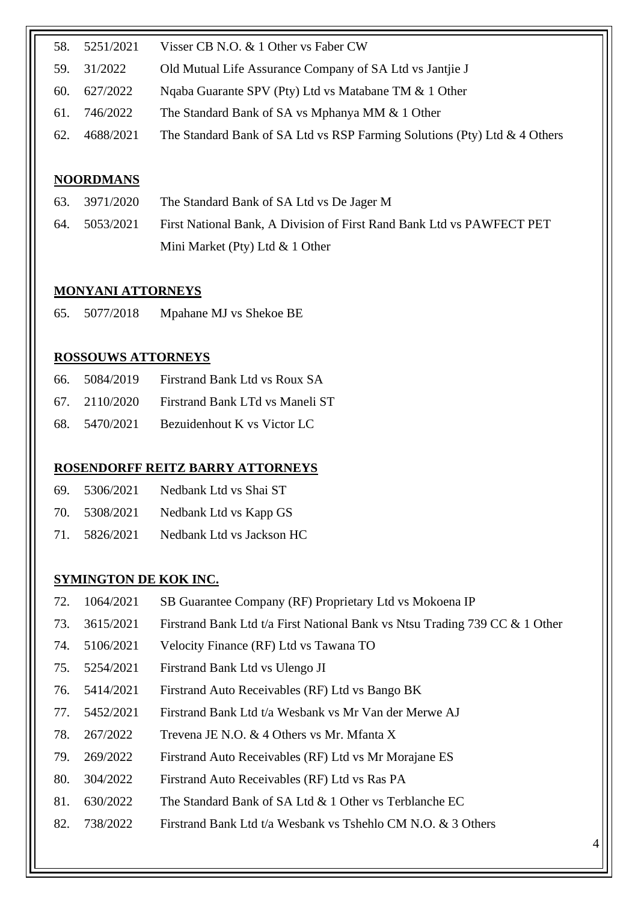58. 5251/2021 Visser CB N.O. & 1 Other vs Faber CW
59. 31/2022 Old Mutual Life Assurance Company of SA Ltd vs Jantjie J
60. 627/2022 Nqaba Guarante SPV (Pty) Ltd vs Matabane TM & 1 Other
61. 746/2022 The Standard Bank of SA vs Mphanya MM & 1 Other
62. 4688/2021 The Standard Bank of SA Ltd vs RSP Farming Solutions (Pty) Ltd & 4 Others

**NOORDMANS**

63. 3971/2020 The Standard Bank of SA Ltd vs De Jager M
64. 5053/2021 First National Bank, A Division of First Rand Bank Ltd vs PAWFECT PET Mini Market (Pty) Ltd & 1 Other

**MONYANI ATTORNEYS**

65. 5077/2018 Mpahane MJ vs Shekoe BE

**ROSSOUWS ATTORNEYS**

66. 5084/2019 Firstrand Bank Ltd vs Roux SA
67. 2110/2020 Firstrand Bank LTd vs Maneli ST
68. 5470/2021 Bezuidenhout K vs Victor LC

**ROSENDORFF REITZ BARRY ATTORNEYS**

69. 5306/2021 Nedbank Ltd vs Shai ST
70. 5308/2021 Nedbank Ltd vs Kapp GS
71. 5826/2021 Nedbank Ltd vs Jackson HC

**SYMINGTON DE KOK INC.**

72. 1064/2021 SB Guarantee Company (RF) Proprietary Ltd vs Mokoena IP
73. 3615/2021 Firstrand Bank Ltd t/a First National Bank vs Ntsu Trading 739 CC & 1 Other
74. 5106/2021 Velocity Finance (RF) Ltd vs Tawana TO
75. 5254/2021 Firstrand Bank Ltd vs Ulengo JI
76. 5414/2021 Firstrand Auto Receivables (RF) Ltd vs Bango BK
77. 5452/2021 Firstrand Bank Ltd t/a Wesbank vs Mr Van der Merwe AJ
78. 267/2022 Trevena JE N.O. & 4 Others vs Mr. Mfanta X
79. 269/2022 Firstrand Auto Receivables (RF) Ltd vs Mr Morajane ES
80. 304/2022 Firstrand Auto Receivables (RF) Ltd vs Ras PA
81. 630/2022 The Standard Bank of SA Ltd & 1 Other vs Terblanche EC
82. 738/2022 Firstrand Bank Ltd t/a Wesbank vs Tshehlo CM N.O. & 3 Others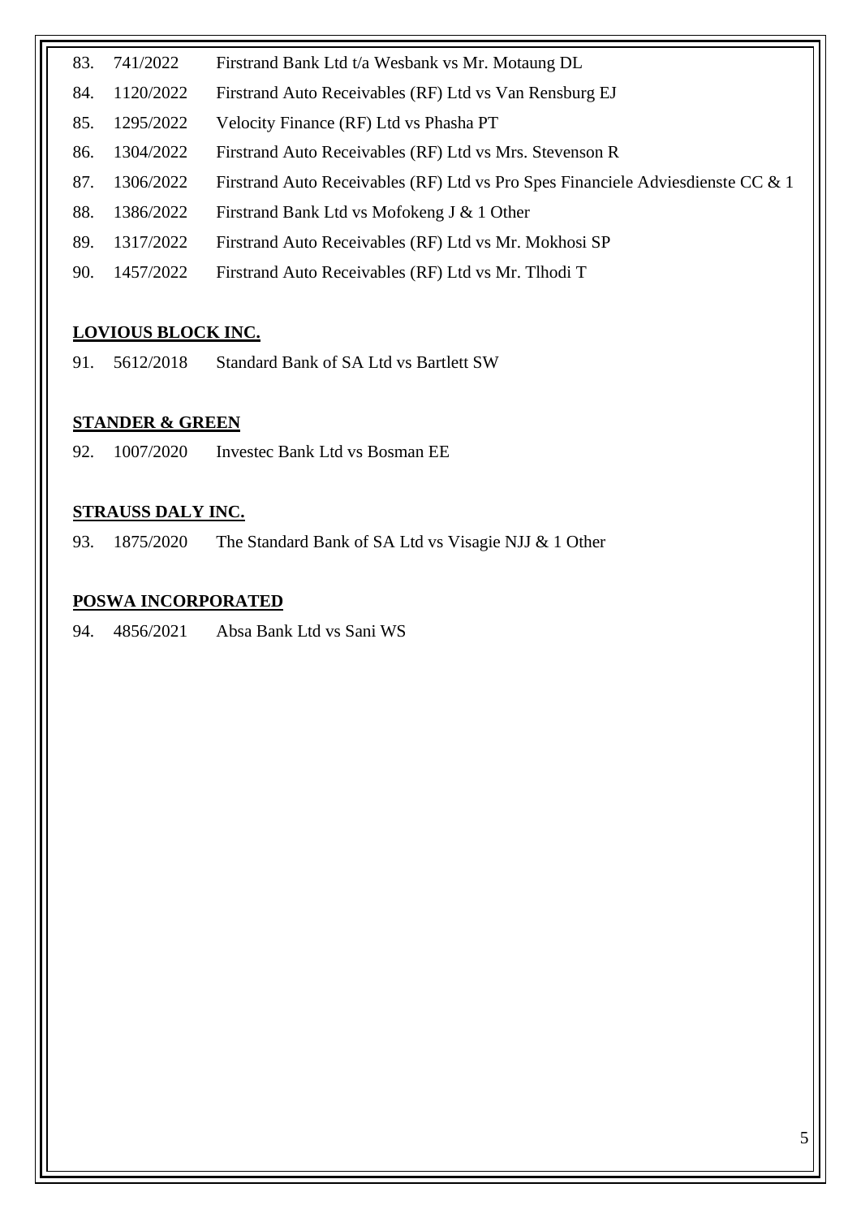83. 741/2022 Firstrand Bank Ltd t/a Wesbank vs Mr. Motaung DL

84. 1120/2022 Firstrand Auto Receivables (RF) Ltd vs Van Rensburg EJ

85. 1295/2022 Velocity Finance (RF) Ltd vs Phasha PT

86. 1304/2022 Firstrand Auto Receivables (RF) Ltd vs Mrs. Stevenson R

87. 1306/2022 Firstrand Auto Receivables (RF) Ltd vs Pro Spes Financiele Adviesdienste CC & 1

88. 1386/2022 Firstrand Bank Ltd vs Mofokeng J & 1 Other

89. 1317/2022 Firstrand Auto Receivables (RF) Ltd vs Mr. Mokhosi SP

90. 1457/2022 Firstrand Auto Receivables (RF) Ltd vs Mr. Tlhodi T

**LOVIOUS BLOCK INC.**

91. 5612/2018 Standard Bank of SA Ltd vs Bartlett SW

**STANDER & GREEN**

92. 1007/2020 Investec Bank Ltd vs Bosman EE

**STRAUSS DALY INC.**

93. 1875/2020 The Standard Bank of SA Ltd vs Visagie NJJ & 1 Other

**POSWA INCORPORATED**

94. 4856/2021 Absa Bank Ltd vs Sani WS